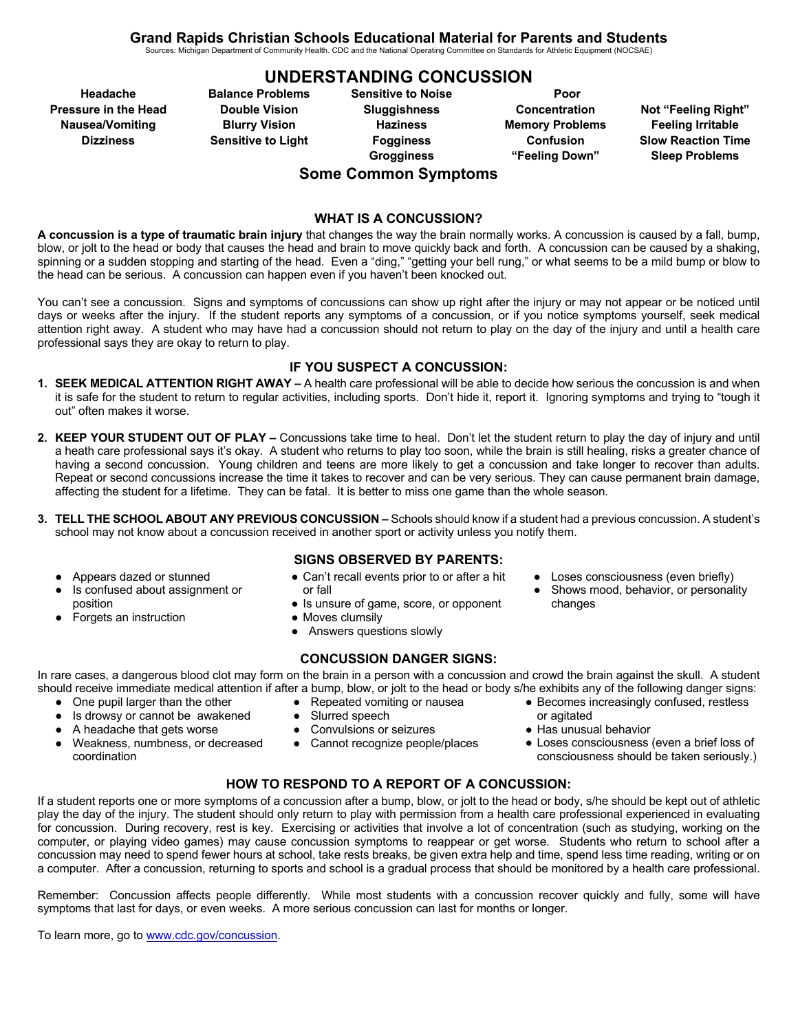# Grand Rapids Christian Schools Educational Material for Parents and Students

Sources: Michigan Department of Community Health. CDC and the National Operating Committee on Standards for Athletic Equipment (NOCSAE)

## UNDERSTANDING CONCUSSION

| | | | | |
|---|---|---|---|---|
| **Headache** | **Balance Problems** | **Sensitive to Noise** | **Poor Concentration** | **Not "Feeling Right"** |
| **Pressure in the Head** | **Double Vision** | **Sluggishness** | **Memory Problems** | **Feeling Irritable** |
| **Nausea/Vomiting** | **Blurry Vision** | **Haziness** | **Confusion** | **Slow Reaction Time** |
| **Dizziness** | **Sensitive to Light** | **Fogginess** | **"Feeling Down"** | **Sleep Problems** |
| | | **Grogginess** | | |

**Some Common Symptoms**

### WHAT IS A CONCUSSION?

**A concussion is a type of traumatic brain injury** that changes the way the brain normally works. A concussion is caused by a fall, bump, blow, or jolt to the head or body that causes the head and brain to move quickly back and forth. A concussion can be caused by a shaking, spinning or a sudden stopping and starting of the head. Even a "ding," "getting your bell rung," or what seems to be a mild bump or blow to the head can be serious. A concussion can happen even if you haven't been knocked out.

You can't see a concussion. Signs and symptoms of concussions can show up right after the injury or may not appear or be noticed until days or weeks after the injury. If the student reports any symptoms of a concussion, or if you notice symptoms yourself, seek medical attention right away. A student who may have had a concussion should not return to play on the day of the injury and until a health care professional says they are okay to return to play.

### IF YOU SUSPECT A CONCUSSION:

1. **SEEK MEDICAL ATTENTION RIGHT AWAY –** A health care professional will be able to decide how serious the concussion is and when it is safe for the student to return to regular activities, including sports. Don't hide it, report it. Ignoring symptoms and trying to "tough it out" often makes it worse.

2. **KEEP YOUR STUDENT OUT OF PLAY –** Concussions take time to heal. Don't let the student return to play the day of injury and until a heath care professional says it's okay. A student who returns to play too soon, while the brain is still healing, risks a greater chance of having a second concussion. Young children and teens are more likely to get a concussion and take longer to recover than adults. Repeat or second concussions increase the time it takes to recover and can be very serious. They can cause permanent brain damage, affecting the student for a lifetime. They can be fatal. It is better to miss one game than the whole season.

3. **TELL THE SCHOOL ABOUT ANY PREVIOUS CONCUSSION –** Schools should know if a student had a previous concussion. A student's school may not know about a concussion received in another sport or activity unless you notify them.

### SIGNS OBSERVED BY PARENTS:

- Appears dazed or stunned
- Is confused about assignment or position
- Forgets an instruction
- Can't recall events prior to or after a hit or fall
- Is unsure of game, score, or opponent
- Moves clumsily
- Answers questions slowly
- Loses consciousness (even briefly)
- Shows mood, behavior, or personality changes

### CONCUSSION DANGER SIGNS:

In rare cases, a dangerous blood clot may form on the brain in a person with a concussion and crowd the brain against the skull. A student should receive immediate medical attention if after a bump, blow, or jolt to the head or body s/he exhibits any of the following danger signs:

- One pupil larger than the other
- Is drowsy or cannot be awakened
- A headache that gets worse
- Weakness, numbness, or decreased coordination
- Repeated vomiting or nausea
- Slurred speech
- Convulsions or seizures
- Cannot recognize people/places
- Becomes increasingly confused, restless or agitated
- Has unusual behavior
- Loses consciousness (even a brief loss of consciousness should be taken seriously.)

### HOW TO RESPOND TO A REPORT OF A CONCUSSION:

If a student reports one or more symptoms of a concussion after a bump, blow, or jolt to the head or body, s/he should be kept out of athletic play the day of the injury. The student should only return to play with permission from a health care professional experienced in evaluating for concussion. During recovery, rest is key. Exercising or activities that involve a lot of concentration (such as studying, working on the computer, or playing video games) may cause concussion symptoms to reappear or get worse. Students who return to school after a concussion may need to spend fewer hours at school, take rests breaks, be given extra help and time, spend less time reading, writing or on a computer. After a concussion, returning to sports and school is a gradual process that should be monitored by a health care professional.

Remember: Concussion affects people differently. While most students with a concussion recover quickly and fully, some will have symptoms that last for days, or even weeks. A more serious concussion can last for months or longer.

To learn more, go to www.cdc.gov/concussion.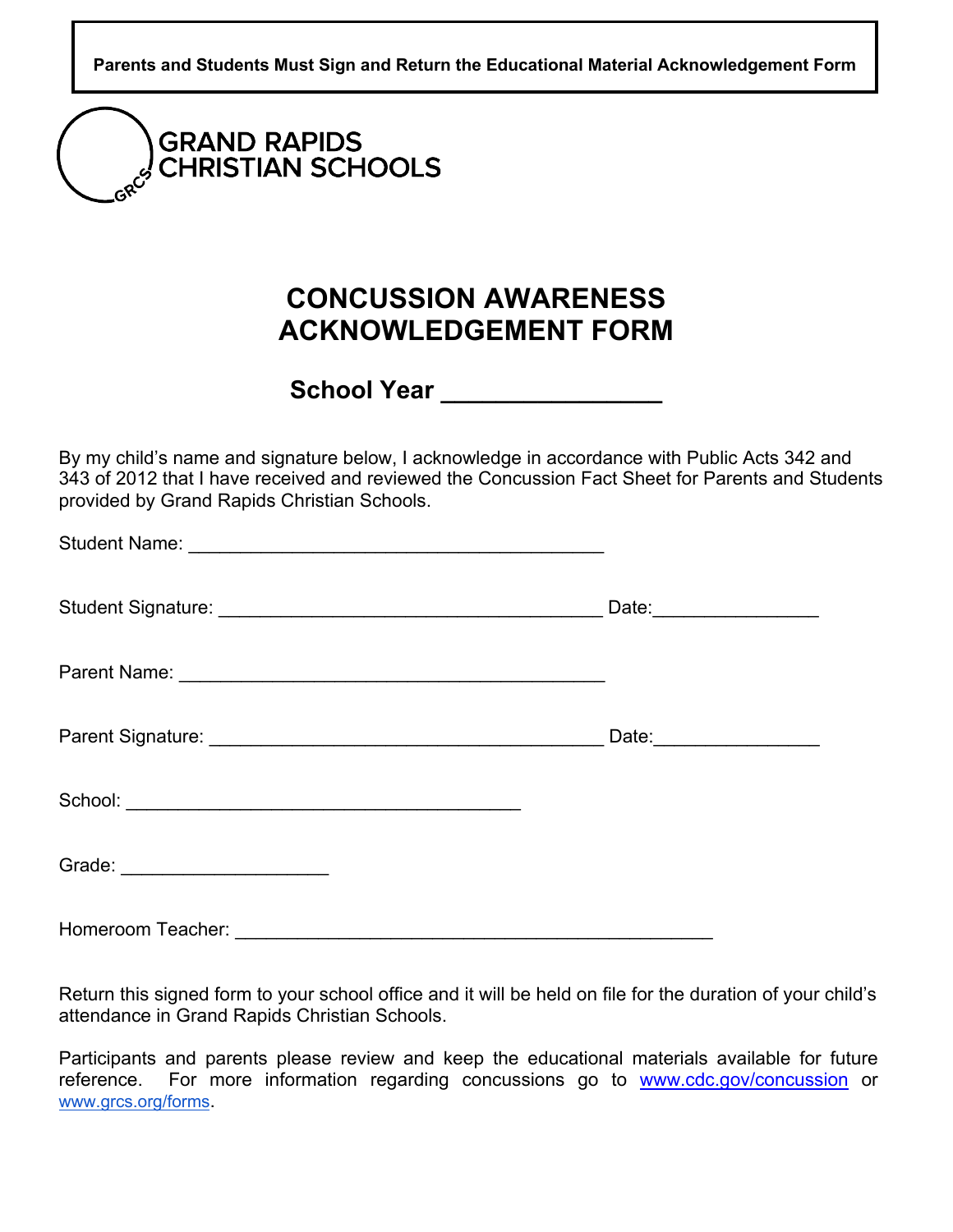**Parents and Students Must Sign and Return the Educational Material Acknowledgement Form**

GRAND RAPIDS CHRISTIAN SCHOOLS

# CONCUSSION AWARENESS ACKNOWLEDGEMENT FORM

## School Year ________________

By my child's name and signature below, I acknowledge in accordance with Public Acts 342 and 343 of 2012 that I have received and reviewed the Concussion Fact Sheet for Parents and Students provided by Grand Rapids Christian Schools.

Student Name: ________________________________________

Student Signature: _____________________________________ Date:________________

Parent Name: __________________________________________

Parent Signature: ______________________________________ Date:________________

School: ______________________________________

Grade: ____________________

Homeroom Teacher: ______________________________________________

Return this signed form to your school office and it will be held on file for the duration of your child's attendance in Grand Rapids Christian Schools.

Participants and parents please review and keep the educational materials available for future reference. For more information regarding concussions go to www.cdc.gov/concussion or www.grcs.org/forms.